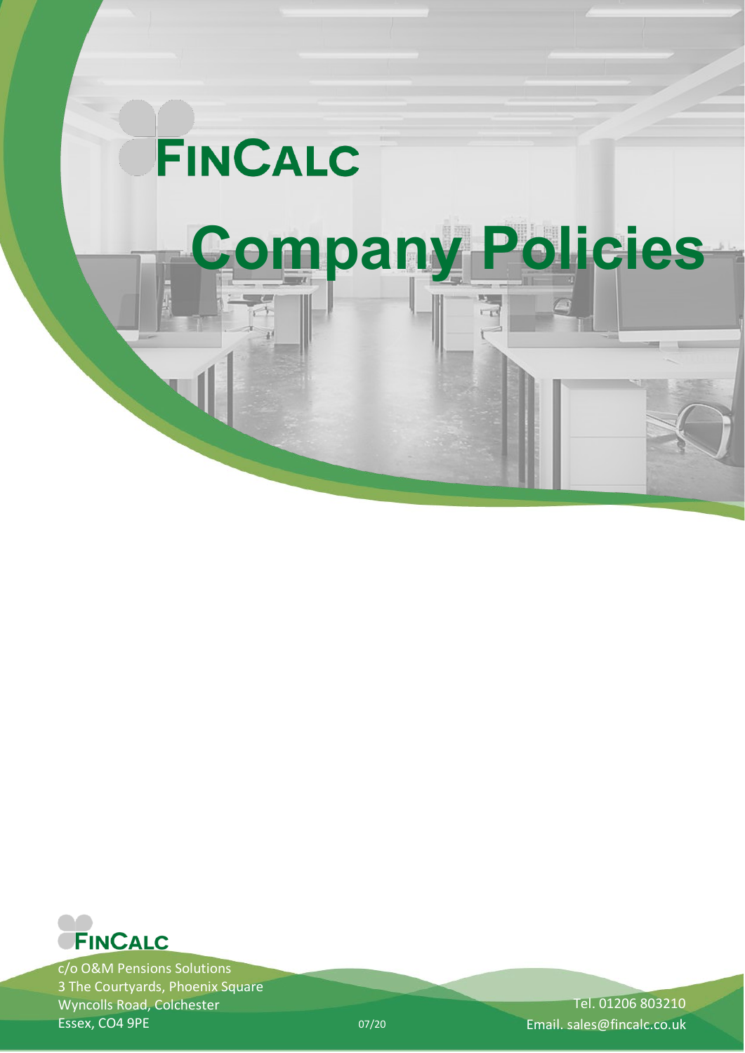# FinCalc

# Company Policies

**FinCalc**

c/o O&M Pensions Solutions
3 The Courtyards, Phoenix Square
Wyncolls Road, Colchester
Essex, CO4 9PE

07/20

Tel. 01206 803210
Email. sales@fincalc.co.uk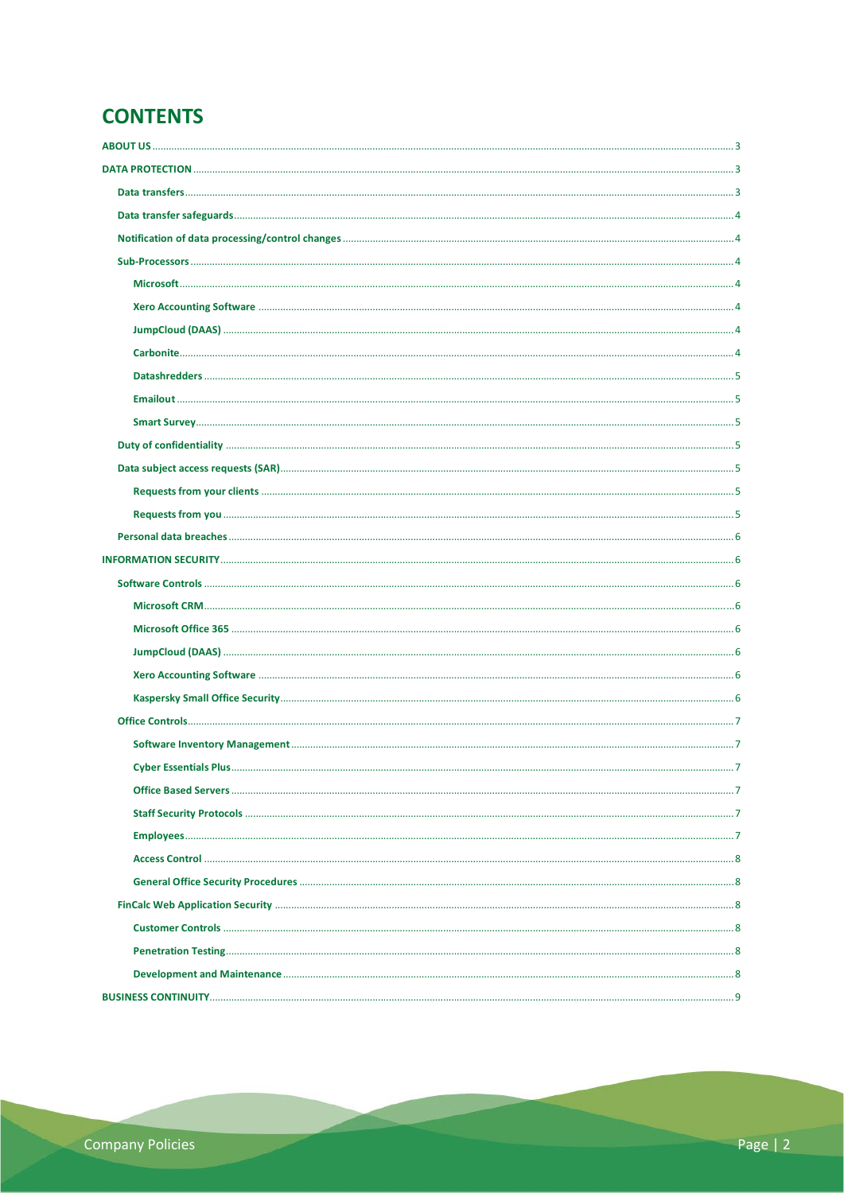# CONTENTS

- ABOUT US ..... 3
- DATA PROTECTION ..... 3
  - Data transfers ..... 3
  - Data transfer safeguards ..... 4
  - Notification of data processing/control changes ..... 4
  - Sub-Processors ..... 4
    - Microsoft ..... 4
    - Xero Accounting Software ..... 4
    - JumpCloud (DAAS) ..... 4
    - Carbonite ..... 4
    - Datashredders ..... 5
    - Emailout ..... 5
    - Smart Survey ..... 5
  - Duty of confidentiality ..... 5
  - Data subject access requests (SAR) ..... 5
    - Requests from your clients ..... 5
    - Requests from you ..... 5
  - Personal data breaches ..... 6
- INFORMATION SECURITY ..... 6
  - Software Controls ..... 6
    - Microsoft CRM ..... 6
    - Microsoft Office 365 ..... 6
    - JumpCloud (DAAS) ..... 6
    - Xero Accounting Software ..... 6
    - Kaspersky Small Office Security ..... 6
  - Office Controls ..... 7
    - Software Inventory Management ..... 7
    - Cyber Essentials Plus ..... 7
    - Office Based Servers ..... 7
    - Staff Security Protocols ..... 7
    - Employees ..... 7
    - Access Control ..... 8
    - General Office Security Procedures ..... 8
  - FinCalc Web Application Security ..... 8
    - Customer Controls ..... 8
    - Penetration Testing ..... 8
    - Development and Maintenance ..... 8
- BUSINESS CONTINUITY ..... 9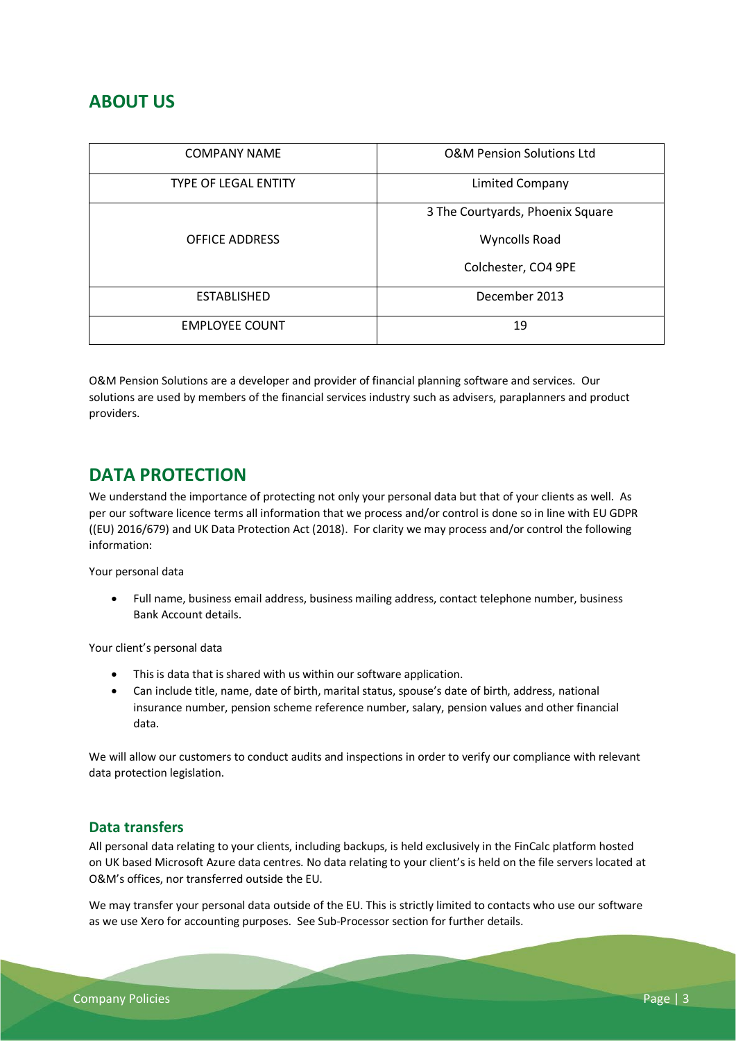## ABOUT US

| COMPANY NAME | O&M Pension Solutions Ltd |
| --- | --- |
| TYPE OF LEGAL ENTITY | Limited Company |
| OFFICE ADDRESS | 3 The Courtyards, Phoenix Square<br>Wyncolls Road<br>Colchester, CO4 9PE |
| ESTABLISHED | December 2013 |
| EMPLOYEE COUNT | 19 |

O&M Pension Solutions are a developer and provider of financial planning software and services. Our solutions are used by members of the financial services industry such as advisers, paraplanners and product providers.

## DATA PROTECTION

We understand the importance of protecting not only your personal data but that of your clients as well. As per our software licence terms all information that we process and/or control is done so in line with EU GDPR ((EU) 2016/679) and UK Data Protection Act (2018). For clarity we may process and/or control the following information:

Your personal data

- Full name, business email address, business mailing address, contact telephone number, business Bank Account details.

Your client's personal data

- This is data that is shared with us within our software application.
- Can include title, name, date of birth, marital status, spouse's date of birth, address, national insurance number, pension scheme reference number, salary, pension values and other financial data.

We will allow our customers to conduct audits and inspections in order to verify our compliance with relevant data protection legislation.

### Data transfers

All personal data relating to your clients, including backups, is held exclusively in the FinCalc platform hosted on UK based Microsoft Azure data centres. No data relating to your client's is held on the file servers located at O&M's offices, nor transferred outside the EU.

We may transfer your personal data outside of the EU. This is strictly limited to contacts who use our software as we use Xero for accounting purposes. See Sub-Processor section for further details.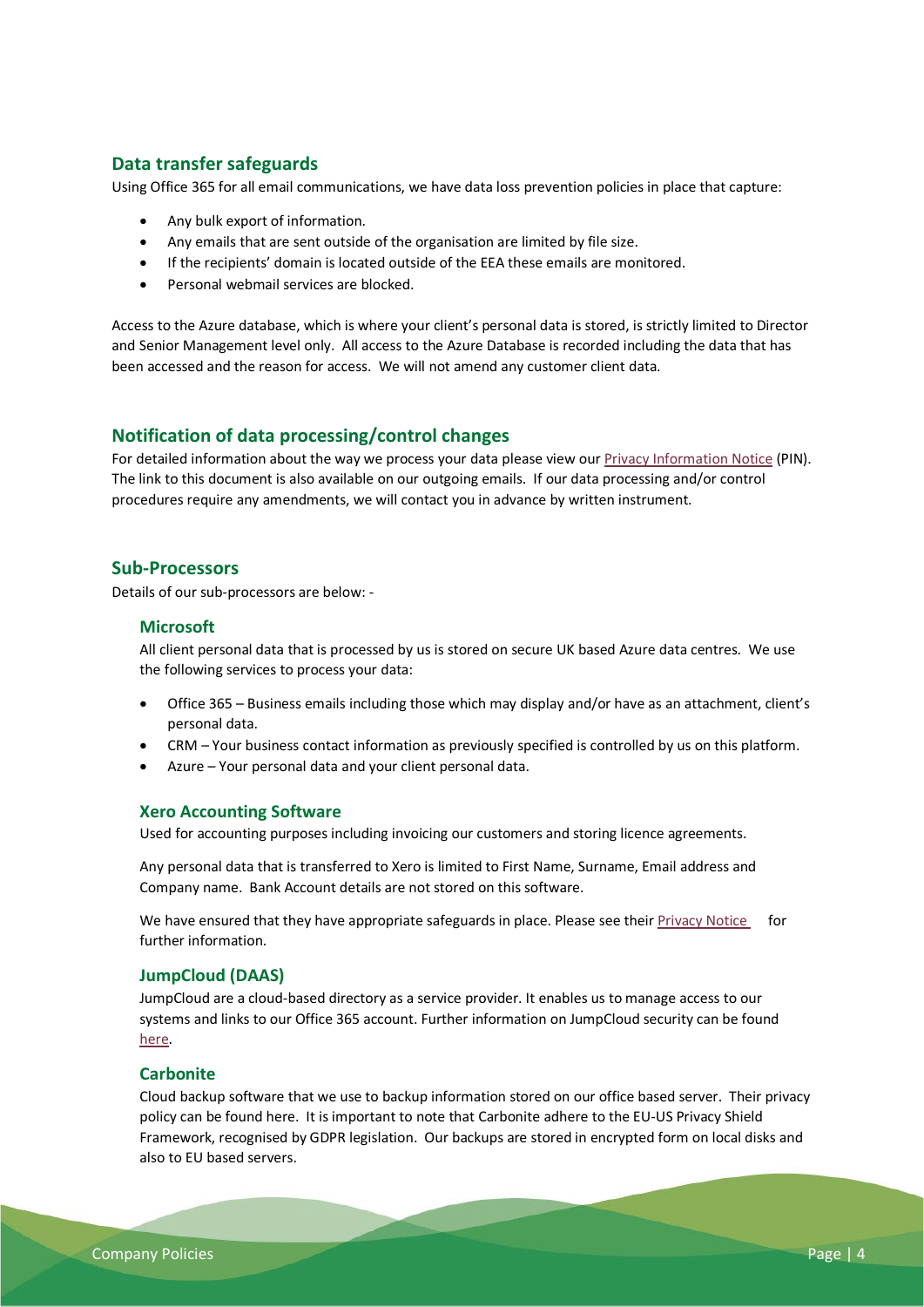## Data transfer safeguards

Using Office 365 for all email communications, we have data loss prevention policies in place that capture:

- Any bulk export of information.
- Any emails that are sent outside of the organisation are limited by file size.
- If the recipients' domain is located outside of the EEA these emails are monitored.
- Personal webmail services are blocked.

Access to the Azure database, which is where your client's personal data is stored, is strictly limited to Director and Senior Management level only. All access to the Azure Database is recorded including the data that has been accessed and the reason for access. We will not amend any customer client data.

## Notification of data processing/control changes

For detailed information about the way we process your data please view our Privacy Information Notice (PIN). The link to this document is also available on our outgoing emails. If our data processing and/or control procedures require any amendments, we will contact you in advance by written instrument.

## Sub-Processors

Details of our sub-processors are below: -

### Microsoft

All client personal data that is processed by us is stored on secure UK based Azure data centres. We use the following services to process your data:

- Office 365 – Business emails including those which may display and/or have as an attachment, client's personal data.
- CRM – Your business contact information as previously specified is controlled by us on this platform.
- Azure – Your personal data and your client personal data.

### Xero Accounting Software

Used for accounting purposes including invoicing our customers and storing licence agreements.

Any personal data that is transferred to Xero is limited to First Name, Surname, Email address and Company name. Bank Account details are not stored on this software.

We have ensured that they have appropriate safeguards in place. Please see their Privacy Notice for further information.

### JumpCloud (DAAS)

JumpCloud are a cloud-based directory as a service provider. It enables us to manage access to our systems and links to our Office 365 account. Further information on JumpCloud security can be found here.

### Carbonite

Cloud backup software that we use to backup information stored on our office based server. Their privacy policy can be found here. It is important to note that Carbonite adhere to the EU-US Privacy Shield Framework, recognised by GDPR legislation. Our backups are stored in encrypted form on local disks and also to EU based servers.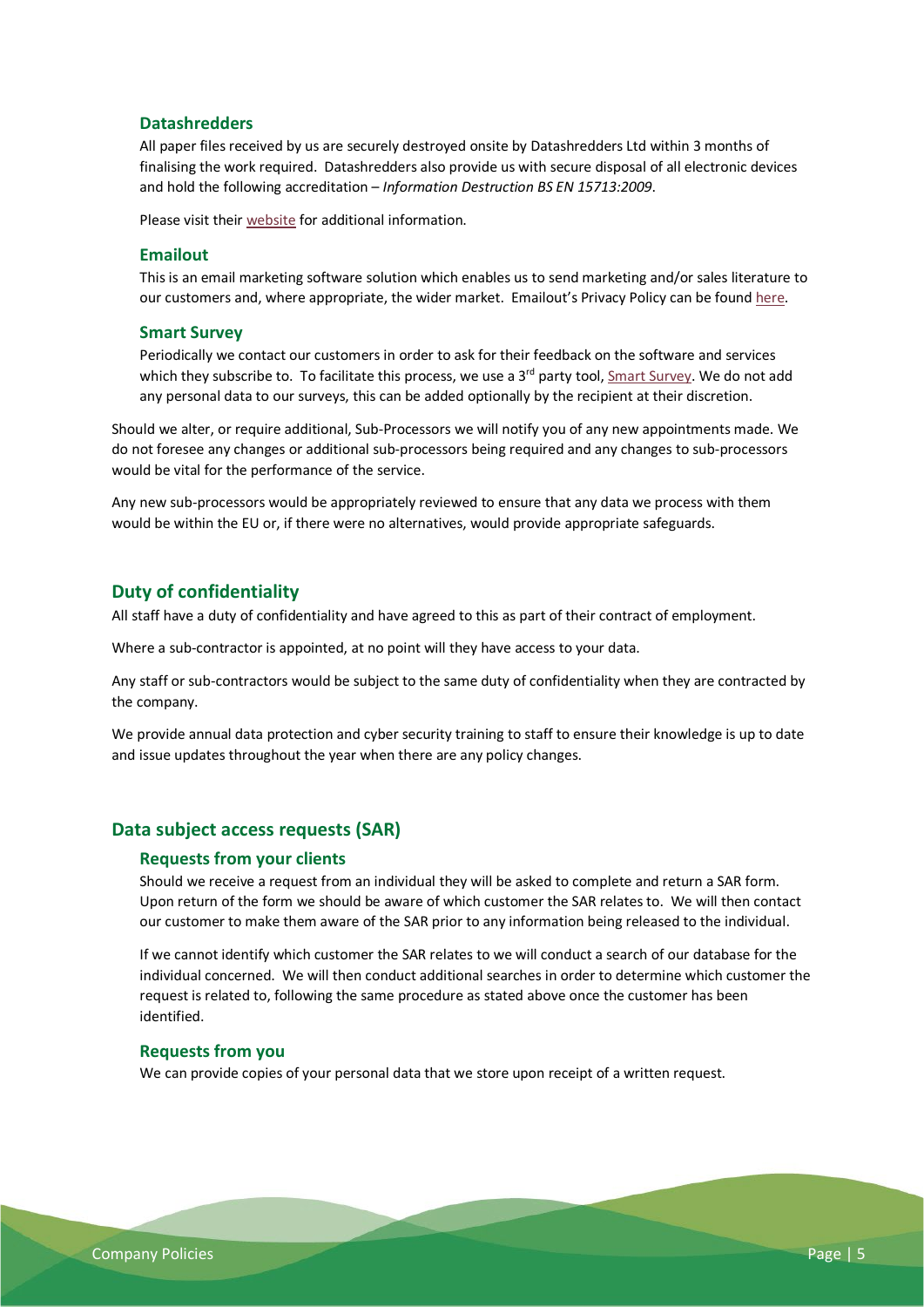### Datashredders

All paper files received by us are securely destroyed onsite by Datashredders Ltd within 3 months of finalising the work required. Datashredders also provide us with secure disposal of all electronic devices and hold the following accreditation – *Information Destruction BS EN 15713:2009*.

Please visit their website for additional information.

### Emailout

This is an email marketing software solution which enables us to send marketing and/or sales literature to our customers and, where appropriate, the wider market. Emailout's Privacy Policy can be found here.

### Smart Survey

Periodically we contact our customers in order to ask for their feedback on the software and services which they subscribe to. To facilitate this process, we use a 3rd party tool, Smart Survey. We do not add any personal data to our surveys, this can be added optionally by the recipient at their discretion.

Should we alter, or require additional, Sub-Processors we will notify you of any new appointments made. We do not foresee any changes or additional sub-processors being required and any changes to sub-processors would be vital for the performance of the service.

Any new sub-processors would be appropriately reviewed to ensure that any data we process with them would be within the EU or, if there were no alternatives, would provide appropriate safeguards.

## Duty of confidentiality

All staff have a duty of confidentiality and have agreed to this as part of their contract of employment.

Where a sub-contractor is appointed, at no point will they have access to your data.

Any staff or sub-contractors would be subject to the same duty of confidentiality when they are contracted by the company.

We provide annual data protection and cyber security training to staff to ensure their knowledge is up to date and issue updates throughout the year when there are any policy changes.

## Data subject access requests (SAR)

### Requests from your clients

Should we receive a request from an individual they will be asked to complete and return a SAR form. Upon return of the form we should be aware of which customer the SAR relates to. We will then contact our customer to make them aware of the SAR prior to any information being released to the individual.

If we cannot identify which customer the SAR relates to we will conduct a search of our database for the individual concerned. We will then conduct additional searches in order to determine which customer the request is related to, following the same procedure as stated above once the customer has been identified.

### Requests from you

We can provide copies of your personal data that we store upon receipt of a written request.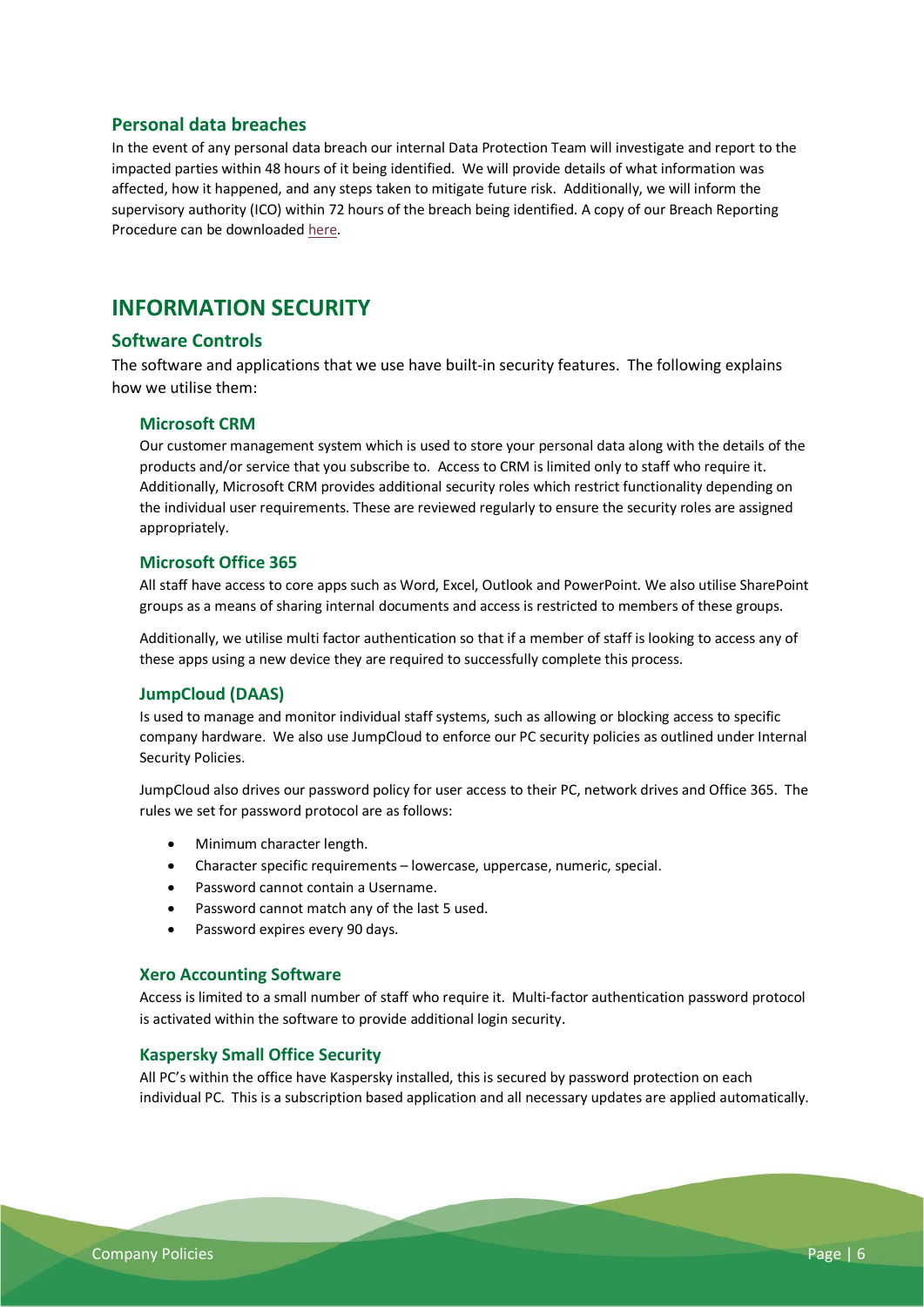## Personal data breaches

In the event of any personal data breach our internal Data Protection Team will investigate and report to the impacted parties within 48 hours of it being identified. We will provide details of what information was affected, how it happened, and any steps taken to mitigate future risk. Additionally, we will inform the supervisory authority (ICO) within 72 hours of the breach being identified. A copy of our Breach Reporting Procedure can be downloaded here.

# INFORMATION SECURITY

## Software Controls

The software and applications that we use have built-in security features. The following explains how we utilise them:

### Microsoft CRM

Our customer management system which is used to store your personal data along with the details of the products and/or service that you subscribe to. Access to CRM is limited only to staff who require it. Additionally, Microsoft CRM provides additional security roles which restrict functionality depending on the individual user requirements. These are reviewed regularly to ensure the security roles are assigned appropriately.

### Microsoft Office 365

All staff have access to core apps such as Word, Excel, Outlook and PowerPoint. We also utilise SharePoint groups as a means of sharing internal documents and access is restricted to members of these groups.

Additionally, we utilise multi factor authentication so that if a member of staff is looking to access any of these apps using a new device they are required to successfully complete this process.

### JumpCloud (DAAS)

Is used to manage and monitor individual staff systems, such as allowing or blocking access to specific company hardware. We also use JumpCloud to enforce our PC security policies as outlined under Internal Security Policies.

JumpCloud also drives our password policy for user access to their PC, network drives and Office 365. The rules we set for password protocol are as follows:

- Minimum character length.
- Character specific requirements – lowercase, uppercase, numeric, special.
- Password cannot contain a Username.
- Password cannot match any of the last 5 used.
- Password expires every 90 days.

### Xero Accounting Software

Access is limited to a small number of staff who require it. Multi-factor authentication password protocol is activated within the software to provide additional login security.

### Kaspersky Small Office Security

All PC's within the office have Kaspersky installed, this is secured by password protection on each individual PC. This is a subscription based application and all necessary updates are applied automatically.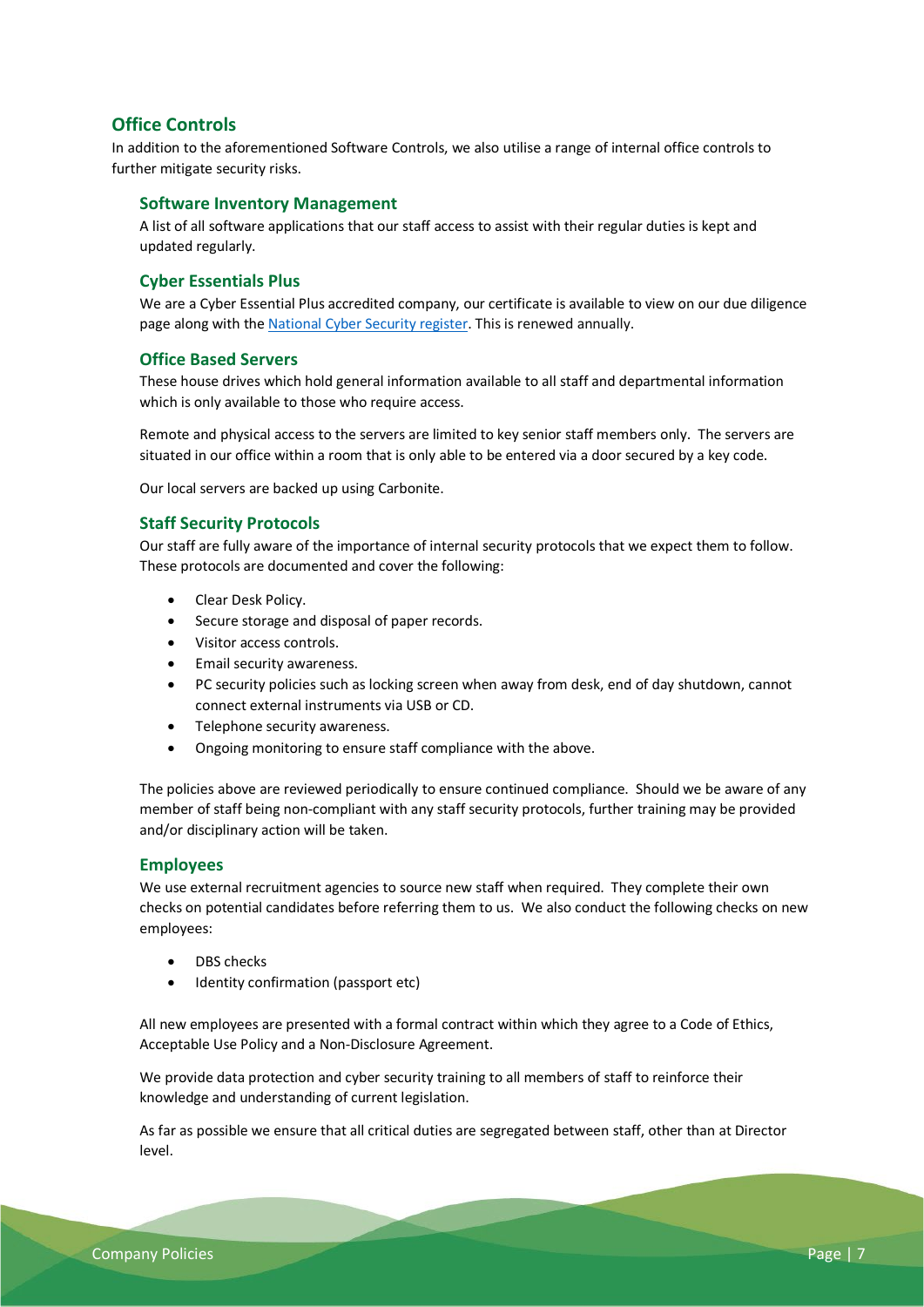## Office Controls

In addition to the aforementioned Software Controls, we also utilise a range of internal office controls to further mitigate security risks.

### Software Inventory Management

A list of all software applications that our staff access to assist with their regular duties is kept and updated regularly.

### Cyber Essentials Plus

We are a Cyber Essential Plus accredited company, our certificate is available to view on our due diligence page along with the National Cyber Security register. This is renewed annually.

### Office Based Servers

These house drives which hold general information available to all staff and departmental information which is only available to those who require access.

Remote and physical access to the servers are limited to key senior staff members only. The servers are situated in our office within a room that is only able to be entered via a door secured by a key code.

Our local servers are backed up using Carbonite.

### Staff Security Protocols

Our staff are fully aware of the importance of internal security protocols that we expect them to follow. These protocols are documented and cover the following:

- Clear Desk Policy.
- Secure storage and disposal of paper records.
- Visitor access controls.
- Email security awareness.
- PC security policies such as locking screen when away from desk, end of day shutdown, cannot connect external instruments via USB or CD.
- Telephone security awareness.
- Ongoing monitoring to ensure staff compliance with the above.

The policies above are reviewed periodically to ensure continued compliance. Should we be aware of any member of staff being non-compliant with any staff security protocols, further training may be provided and/or disciplinary action will be taken.

### Employees

We use external recruitment agencies to source new staff when required. They complete their own checks on potential candidates before referring them to us. We also conduct the following checks on new employees:

- DBS checks
- Identity confirmation (passport etc)

All new employees are presented with a formal contract within which they agree to a Code of Ethics, Acceptable Use Policy and a Non-Disclosure Agreement.

We provide data protection and cyber security training to all members of staff to reinforce their knowledge and understanding of current legislation.

As far as possible we ensure that all critical duties are segregated between staff, other than at Director level.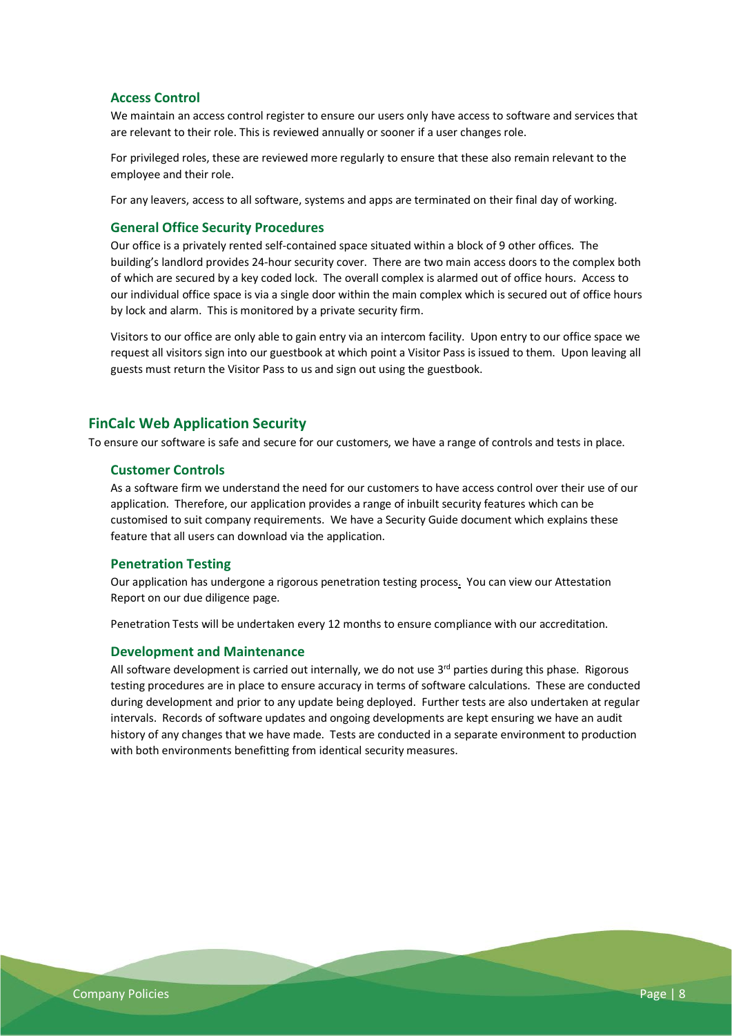### Access Control

We maintain an access control register to ensure our users only have access to software and services that are relevant to their role. This is reviewed annually or sooner if a user changes role.

For privileged roles, these are reviewed more regularly to ensure that these also remain relevant to the employee and their role.

For any leavers, access to all software, systems and apps are terminated on their final day of working.

### General Office Security Procedures

Our office is a privately rented self-contained space situated within a block of 9 other offices. The building's landlord provides 24-hour security cover. There are two main access doors to the complex both of which are secured by a key coded lock. The overall complex is alarmed out of office hours. Access to our individual office space is via a single door within the main complex which is secured out of office hours by lock and alarm. This is monitored by a private security firm.

Visitors to our office are only able to gain entry via an intercom facility. Upon entry to our office space we request all visitors sign into our guestbook at which point a Visitor Pass is issued to them. Upon leaving all guests must return the Visitor Pass to us and sign out using the guestbook.

## FinCalc Web Application Security

To ensure our software is safe and secure for our customers, we have a range of controls and tests in place.

### Customer Controls

As a software firm we understand the need for our customers to have access control over their use of our application. Therefore, our application provides a range of inbuilt security features which can be customised to suit company requirements. We have a Security Guide document which explains these feature that all users can download via the application.

### Penetration Testing

Our application has undergone a rigorous penetration testing process. You can view our Attestation Report on our due diligence page.

Penetration Tests will be undertaken every 12 months to ensure compliance with our accreditation.

### Development and Maintenance

All software development is carried out internally, we do not use 3rd parties during this phase. Rigorous testing procedures are in place to ensure accuracy in terms of software calculations. These are conducted during development and prior to any update being deployed. Further tests are also undertaken at regular intervals. Records of software updates and ongoing developments are kept ensuring we have an audit history of any changes that we have made. Tests are conducted in a separate environment to production with both environments benefitting from identical security measures.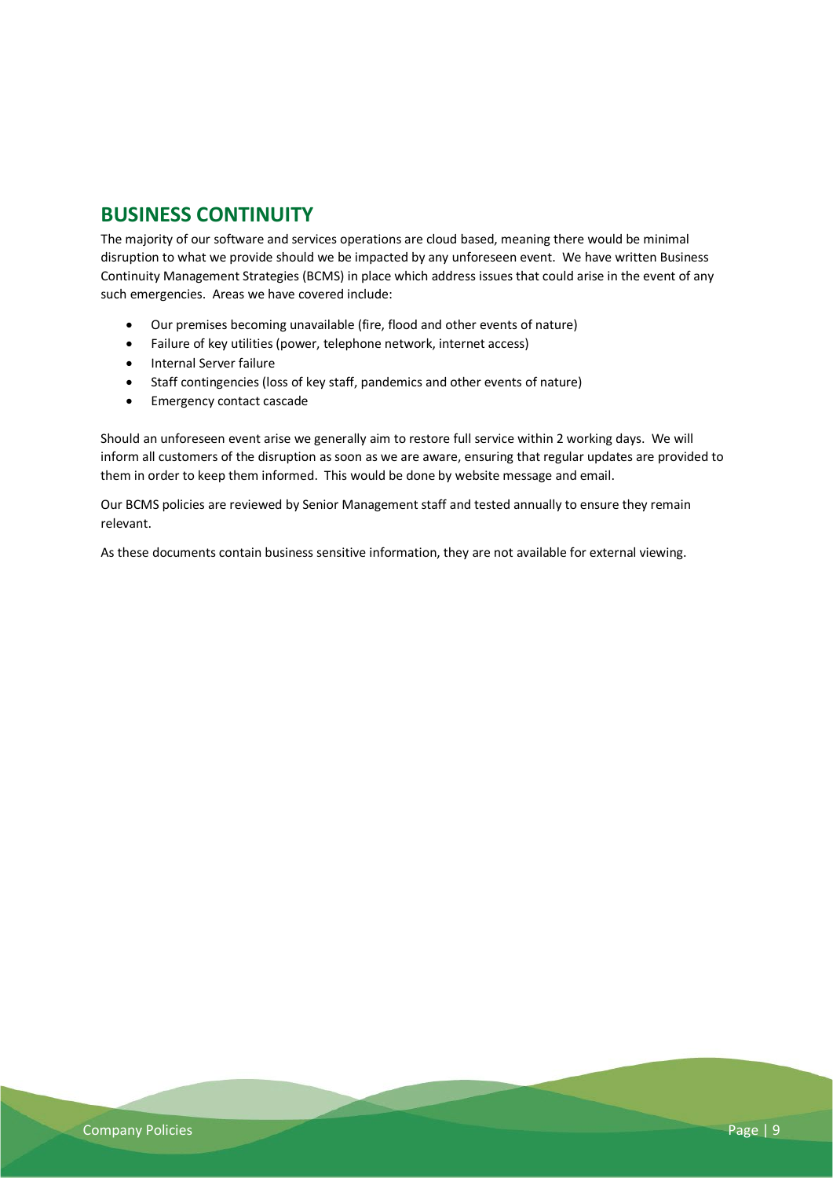## BUSINESS CONTINUITY

The majority of our software and services operations are cloud based, meaning there would be minimal disruption to what we provide should we be impacted by any unforeseen event. We have written Business Continuity Management Strategies (BCMS) in place which address issues that could arise in the event of any such emergencies. Areas we have covered include:

- Our premises becoming unavailable (fire, flood and other events of nature)
- Failure of key utilities (power, telephone network, internet access)
- Internal Server failure
- Staff contingencies (loss of key staff, pandemics and other events of nature)
- Emergency contact cascade

Should an unforeseen event arise we generally aim to restore full service within 2 working days. We will inform all customers of the disruption as soon as we are aware, ensuring that regular updates are provided to them in order to keep them informed. This would be done by website message and email.

Our BCMS policies are reviewed by Senior Management staff and tested annually to ensure they remain relevant.

As these documents contain business sensitive information, they are not available for external viewing.